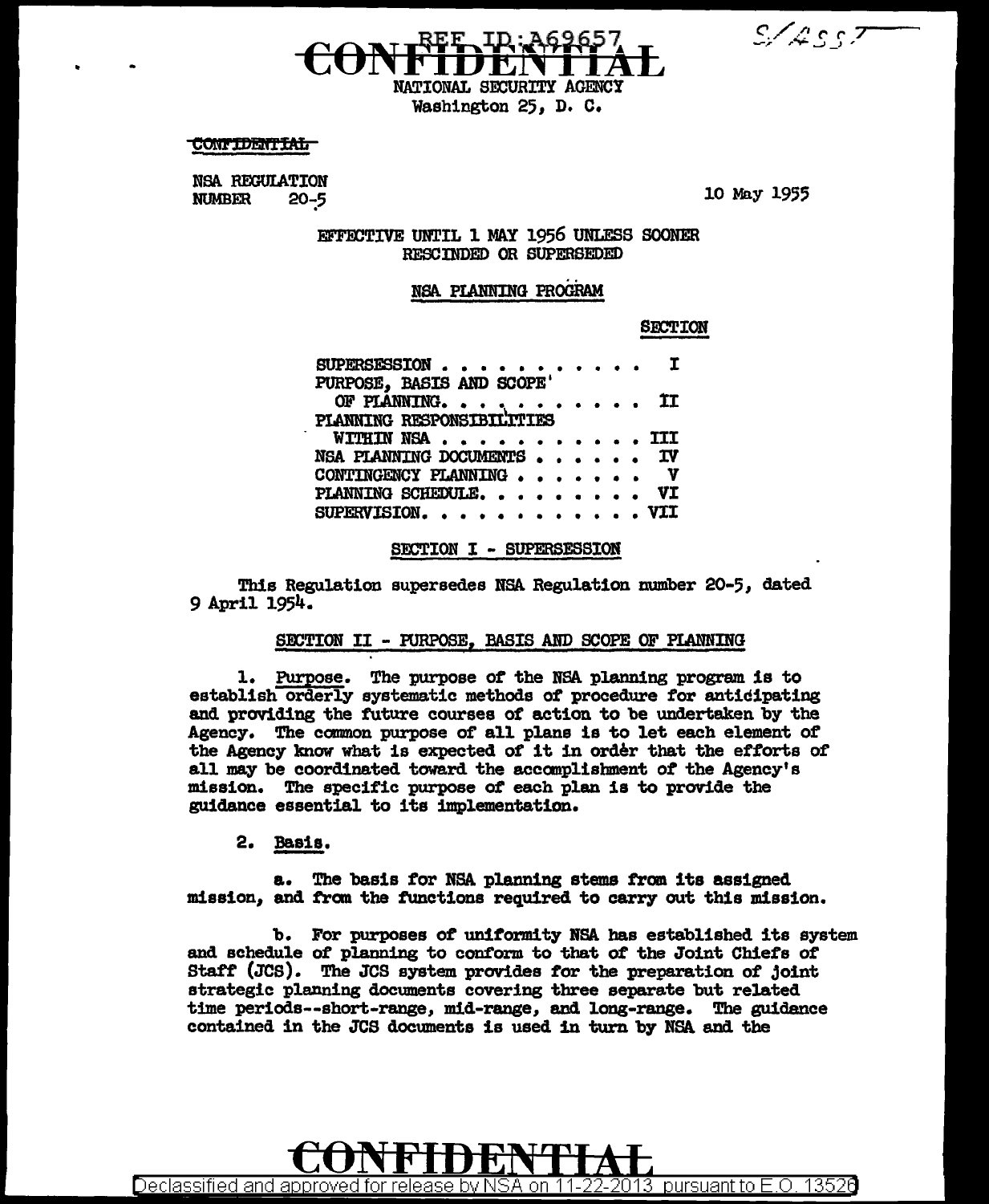CONFIDENTIAL

NATIONAL SECURITY AGENCY
Washington 25, D. C.

CONFIDENTIAL

NSA REGULATION
NUMBER 20-5

10 May 1955

EFFECTIVE UNTIL 1 MAY 1956 UNLESS SOONER RESCINDED OR SUPERSEDED

# NSA PLANNING PROGRAM

| | SECTION |
|---|---|
| SUPERSESSION . . . . . . . . . . . | I |
| PURPOSE, BASIS AND SCOPE OF PLANNING. . . . . . . . . . | II |
| PLANNING RESPONSIBILITIES WITHIN NSA . . . . . . . . . . . | III |
| NSA PLANNING DOCUMENTS . . . . . . | IV |
| CONTINGENCY PLANNING . . . . . . . | V |
| PLANNING SCHEDULE. . . . . . . . . | VI |
| SUPERVISION. . . . . . . . . . . . | VII |

## SECTION I - SUPERSESSION

This Regulation supersedes NSA Regulation number 20-5, dated 9 April 1954.

## SECTION II - PURPOSE, BASIS AND SCOPE OF PLANNING

1. Purpose. The purpose of the NSA planning program is to establish orderly systematic methods of procedure for anticipating and providing the future courses of action to be undertaken by the Agency. The common purpose of all plans is to let each element of the Agency know what is expected of it in order that the efforts of all may be coordinated toward the accomplishment of the Agency's mission. The specific purpose of each plan is to provide the guidance essential to its implementation.

2. Basis.

a. The basis for NSA planning stems from its assigned mission, and from the functions required to carry out this mission.

b. For purposes of uniformity NSA has established its system and schedule of planning to conform to that of the Joint Chiefs of Staff (JCS). The JCS system provides for the preparation of joint strategic planning documents covering three separate but related time periods--short-range, mid-range, and long-range. The guidance contained in the JCS documents is used in turn by NSA and the

CONFIDENTIAL

Declassified and approved for release by NSA on 11-22-2013 pursuant to E.O. 13526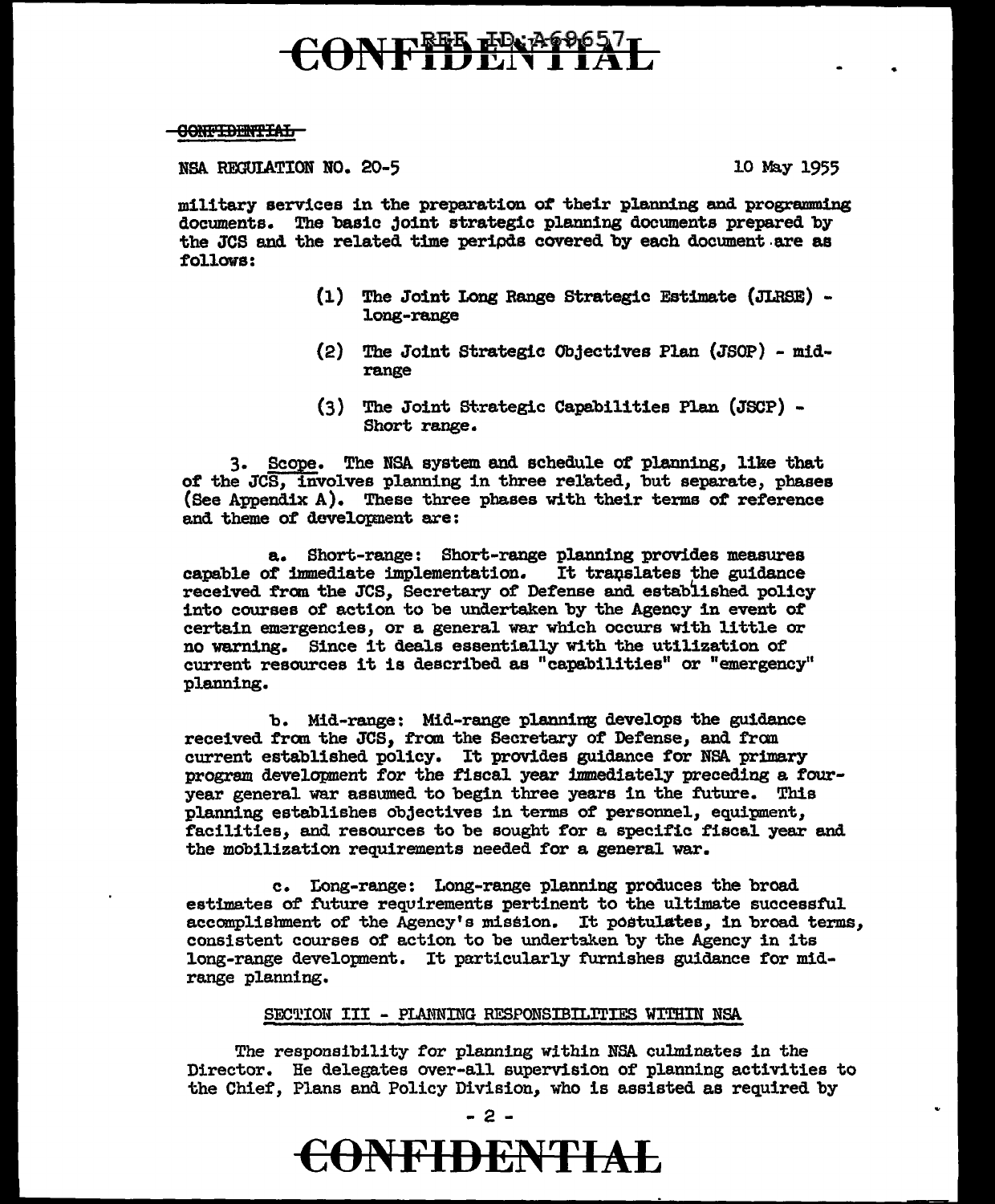NSA REGULATION NO. 20-5 10 May 1955

military services in the preparation of their planning and programming documents. The basic joint strategic planning documents prepared by the JCS and the related time periods covered by each document are as follows:

(1) The Joint Long Range Strategic Estimate (JLRSE) - long-range

(2) The Joint Strategic Objectives Plan (JSOP) - mid-range

(3) The Joint Strategic Capabilities Plan (JSCP) - Short range.

3. Scope. The NSA system and schedule of planning, like that of the JCS, involves planning in three related, but separate, phases (See Appendix A). These three phases with their terms of reference and theme of development are:

a. Short-range: Short-range planning provides measures capable of immediate implementation. It translates the guidance received from the JCS, Secretary of Defense and established policy into courses of action to be undertaken by the Agency in event of certain emergencies, or a general war which occurs with little or no warning. Since it deals essentially with the utilization of current resources it is described as "capabilities" or "emergency" planning.

b. Mid-range: Mid-range planning develops the guidance received from the JCS, from the Secretary of Defense, and from current established policy. It provides guidance for NSA primary program development for the fiscal year immediately preceding a four-year general war assumed to begin three years in the future. This planning establishes objectives in terms of personnel, equipment, facilities, and resources to be sought for a specific fiscal year and the mobilization requirements needed for a general war.

c. Long-range: Long-range planning produces the broad estimates of future requirements pertinent to the ultimate successful accomplishment of the Agency's mission. It postulates, in broad terms, consistent courses of action to be undertaken by the Agency in its long-range development. It particularly furnishes guidance for mid-range planning.

## SECTION III - PLANNING RESPONSIBILITIES WITHIN NSA

The responsibility for planning within NSA culminates in the Director. He delegates over-all supervision of planning activities to the Chief, Plans and Policy Division, who is assisted as required by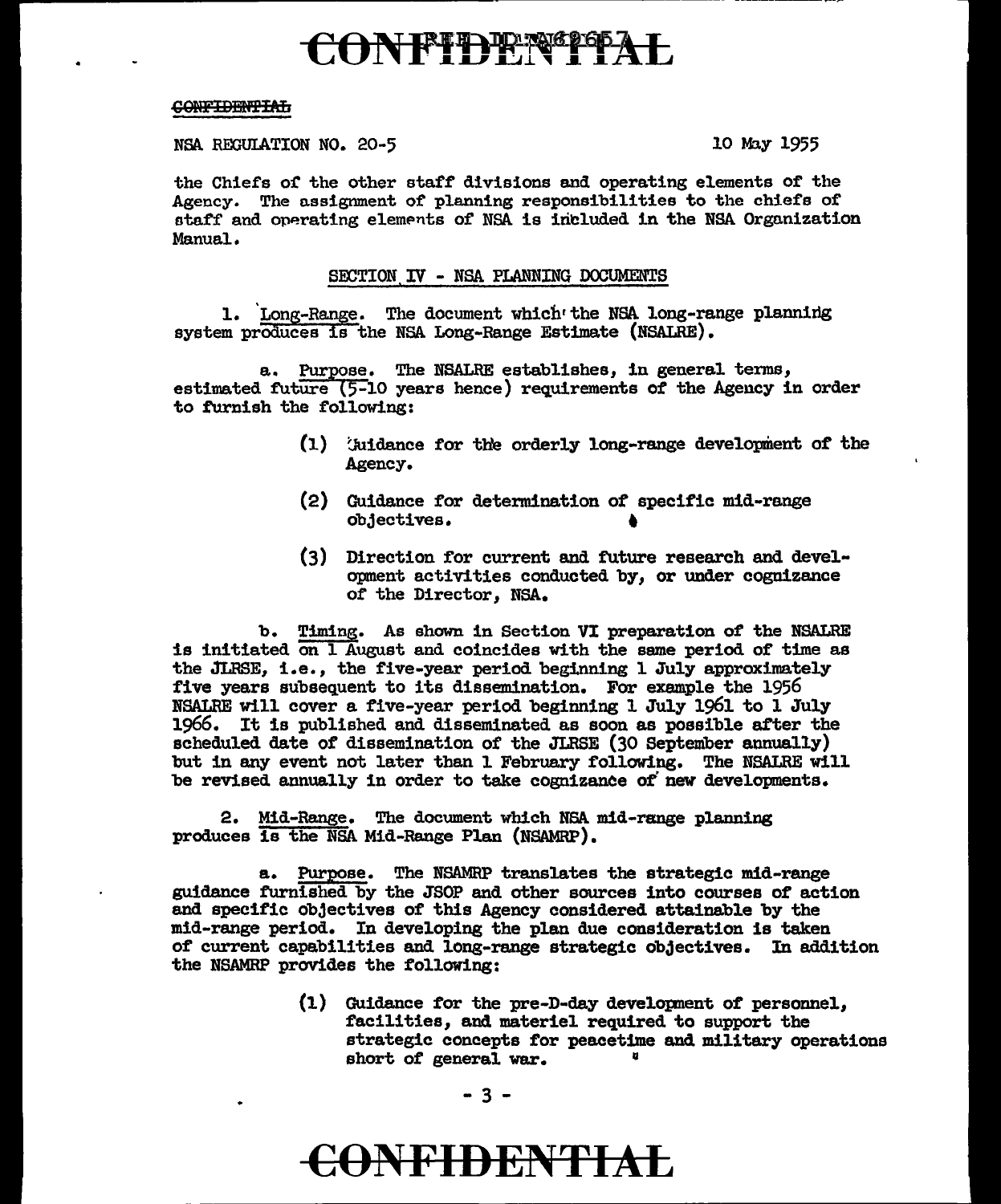CONFIDENTIAL

NSA REGULATION NO. 20-5 10 May 1955

the Chiefs of the other staff divisions and operating elements of the Agency. The assignment of planning responsibilities to the chiefs of staff and operating elements of NSA is included in the NSA Organization Manual.

SECTION IV - NSA PLANNING DOCUMENTS

1. Long-Range. The document which the NSA long-range planning system produces is the NSA Long-Range Estimate (NSALRE).

a. Purpose. The NSALRE establishes, in general terms, estimated future (5-10 years hence) requirements of the Agency in order to furnish the following:

(1) Guidance for the orderly long-range development of the Agency.

(2) Guidance for determination of specific mid-range objectives.

(3) Direction for current and future research and development activities conducted by, or under cognizance of the Director, NSA.

b. Timing. As shown in Section VI preparation of the NSALRE is initiated on 1 August and coincides with the same period of time as the JLRSE, i.e., the five-year period beginning 1 July approximately five years subsequent to its dissemination. For example the 1956 NSALRE will cover a five-year period beginning 1 July 1961 to 1 July 1966. It is published and disseminated as soon as possible after the scheduled date of dissemination of the JLRSE (30 September annually) but in any event not later than 1 February following. The NSALRE will be revised annually in order to take cognizance of new developments.

2. Mid-Range. The document which NSA mid-range planning produces is the NSA Mid-Range Plan (NSAMRP).

a. Purpose. The NSAMRP translates the strategic mid-range guidance furnished by the JSOP and other sources into courses of action and specific objectives of this Agency considered attainable by the mid-range period. In developing the plan due consideration is taken of current capabilities and long-range strategic objectives. In addition the NSAMRP provides the following:

(1) Guidance for the pre-D-day development of personnel, facilities, and materiel required to support the strategic concepts for peacetime and military operations short of general war.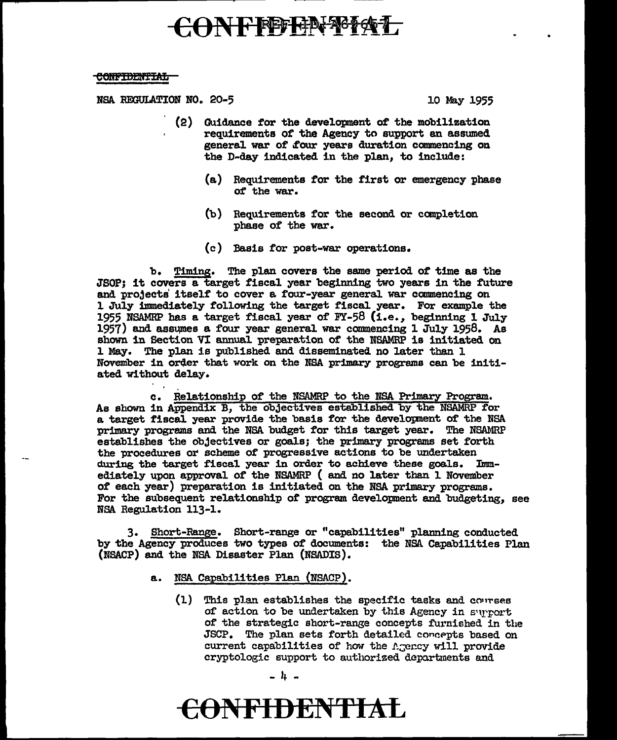NSA REGULATION NO. 20-5 10 May 1955

(2) Guidance for the development of the mobilization requirements of the Agency to support an assumed general war of four years duration commencing on the D-day indicated in the plan, to include:

(a) Requirements for the first or emergency phase of the war.

(b) Requirements for the second or completion phase of the war.

(c) Basis for post-war operations.

b. Timing. The plan covers the same period of time as the JSOP; it covers a target fiscal year beginning two years in the future and projects itself to cover a four-year general war commencing on 1 July immediately following the target fiscal year. For example the 1955 NSAMRP has a target fiscal year of FY-58 (i.e., beginning 1 July 1957) and assumes a four year general war commencing 1 July 1958. As shown in Section VI annual preparation of the NSAMRP is initiated on 1 May. The plan is published and disseminated no later than 1 November in order that work on the NSA primary programs can be initiated without delay.

c. Relationship of the NSAMRP to the NSA Primary Program. As shown in Appendix B, the objectives established by the NSAMRP for a target fiscal year provide the basis for the development of the NSA primary programs and the NSA budget for this target year. The NSAMRP establishes the objectives or goals; the primary programs set forth the procedures or scheme of progressive actions to be undertaken during the target fiscal year in order to achieve these goals. Immediately upon approval of the NSAMRP ( and no later than 1 November of each year) preparation is initiated on the NSA primary programs. For the subsequent relationship of program development and budgeting, see NSA Regulation 113-1.

3. Short-Range. Short-range or "capabilities" planning conducted by the Agency produces two types of documents: the NSA Capabilities Plan (NSACP) and the NSA Disaster Plan (NSADIS).

a. NSA Capabilities Plan (NSACP).

(1) This plan establishes the specific tasks and courses of action to be undertaken by this Agency in support of the strategic short-range concepts furnished in the JSCP. The plan sets forth detailed concepts based on current capabilities of how the Agency will provide cryptologic support to authorized departments and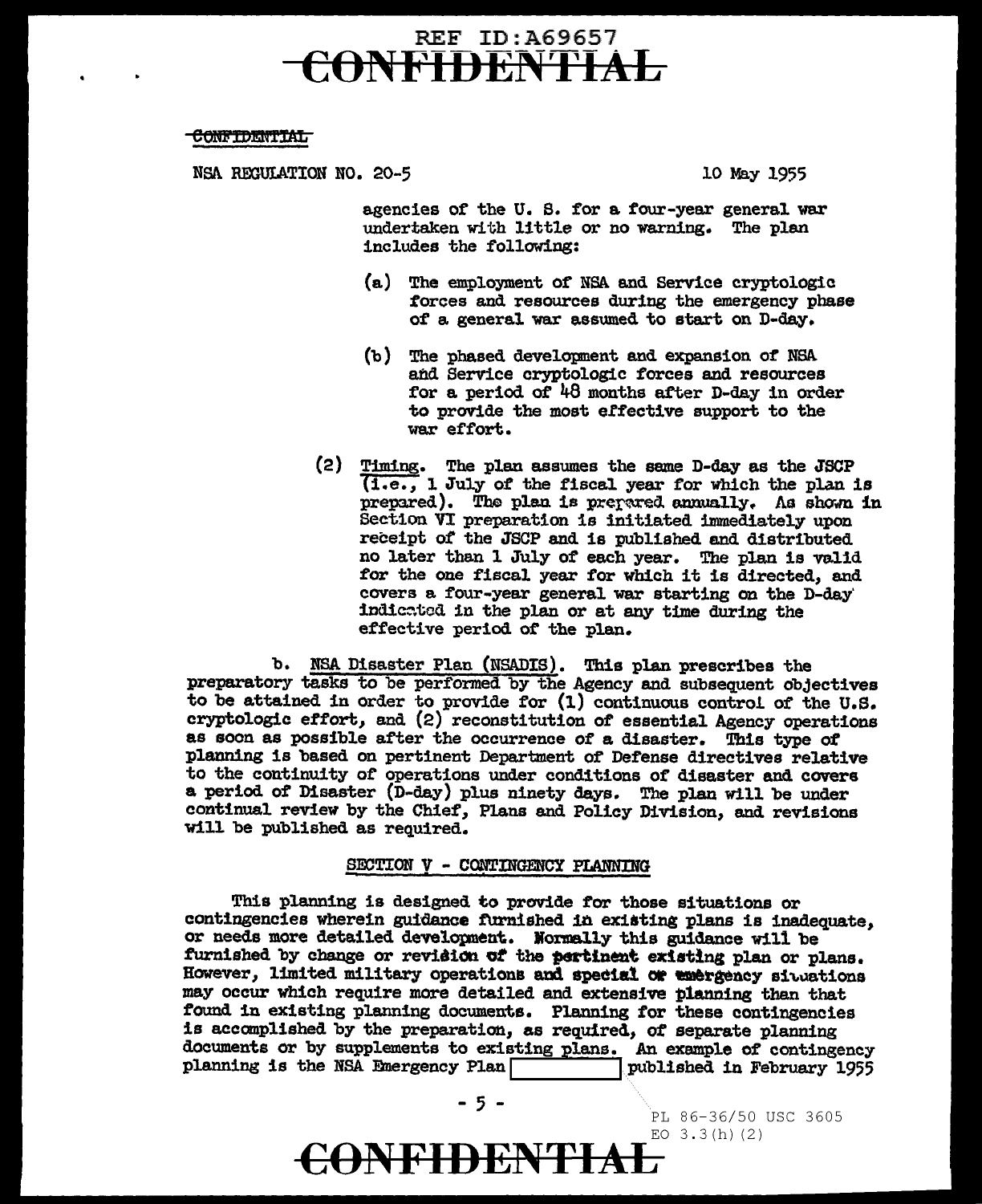NSA REGULATION NO. 20-5 10 May 1955

agencies of the U. S. for a four-year general war undertaken with little or no warning. The plan includes the following:

(a) The employment of NSA and Service cryptologic forces and resources during the emergency phase of a general war assumed to start on D-day.

(b) The phased development and expansion of NSA and Service cryptologic forces and resources for a period of 48 months after D-day in order to provide the most effective support to the war effort.

(2) Timing. The plan assumes the same D-day as the JSCP (i.e., 1 July of the fiscal year for which the plan is prepared). The plan is prepared annually. As shown in Section VI preparation is initiated immediately upon receipt of the JSCP and is published and distributed no later than 1 July of each year. The plan is valid for the one fiscal year for which it is directed, and covers a four-year general war starting on the D-day indicated in the plan or at any time during the effective period of the plan.

b. NSA Disaster Plan (NSADIS). This plan prescribes the preparatory tasks to be performed by the Agency and subsequent objectives to be attained in order to provide for (1) continuous control of the U.S. cryptologic effort, and (2) reconstitution of essential Agency operations as soon as possible after the occurrence of a disaster. This type of planning is based on pertinent Department of Defense directives relative to the continuity of operations under conditions of disaster and covers a period of Disaster (D-day) plus ninety days. The plan will be under continual review by the Chief, Plans and Policy Division, and revisions will be published as required.

## SECTION V - CONTINGENCY PLANNING

This planning is designed to provide for those situations or contingencies wherein guidance furnished in existing plans is inadequate, or needs more detailed development. Normally this guidance will be furnished by change or revision of the pertinent existing plan or plans. However, limited military operations and special or emergency situations may occur which require more detailed and extensive planning than that found in existing planning documents. Planning for these contingencies is accomplished by the preparation, as required, of separate planning documents or by supplements to existing plans. An example of contingency planning is the NSA Emergency Plan [REDACTED] published in February 1955

PL 86-36/50 USC 3605
EO 3.3(h)(2)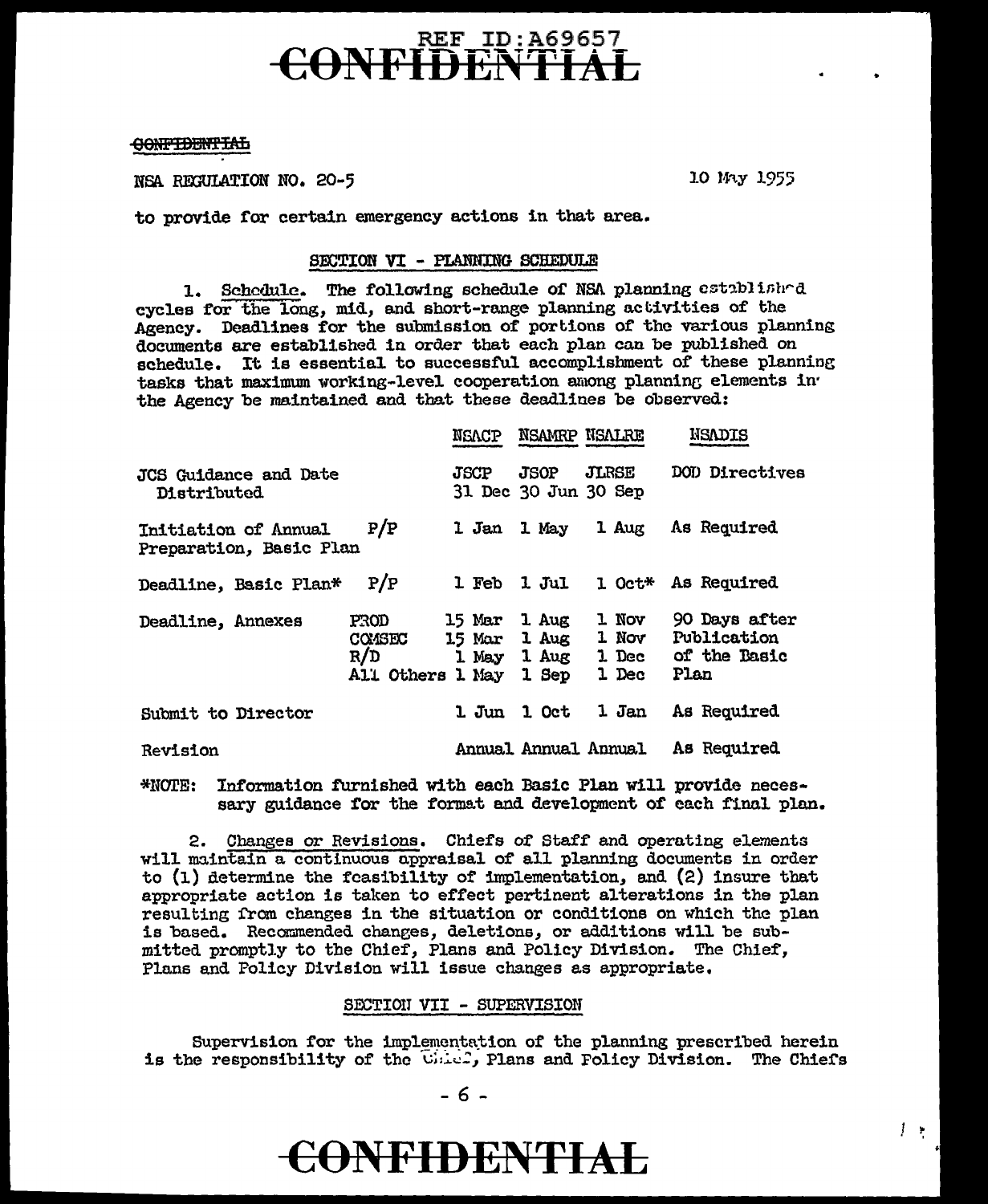CONFIDENTIAL

NSA REGULATION NO. 20-5 10 May 1955

to provide for certain emergency actions in that area.

## SECTION VI - PLANNING SCHEDULE

1. Schedule. The following schedule of NSA planning established cycles for the long, mid, and short-range planning activities of the Agency. Deadlines for the submission of portions of the various planning documents are established in order that each plan can be published on schedule. It is essential to successful accomplishment of these planning tasks that maximum working-level cooperation among planning elements in the Agency be maintained and that these deadlines be observed:

| | | NSACP | NSAMRP | NSALRE | NSADIS |
|---|---|---|---|---|---|
| JCS Guidance and Date Distributed | | JSCP 31 Dec | JSOP 30 Jun | JLRSE 30 Sep | DOD Directives |
| Initiation of Annual Preparation, Basic Plan | P/P | 1 Jan | 1 May | 1 Aug | As Required |
| Deadline, Basic Plan* | P/P | 1 Feb | 1 Jul | 1 Oct* | As Required |
| Deadline, Annexes | PROD | 15 Mar | 1 Aug | 1 Nov | 90 Days after Publication of the Basic Plan |
| | COMSEC | 15 Mar | 1 Aug | 1 Nov | |
| | R/D | 1 May | 1 Aug | 1 Dec | |
| | All Others | 1 May | 1 Sep | 1 Dec | |
| Submit to Director | | 1 Jun | 1 Oct | 1 Jan | As Required |
| Revision | | Annual | Annual | Annual | As Required |

*NOTE: Information furnished with each Basic Plan will provide necessary guidance for the format and development of each final plan.

2. Changes or Revisions. Chiefs of Staff and operating elements will maintain a continuous appraisal of all planning documents in order to (1) determine the feasibility of implementation, and (2) insure that appropriate action is taken to effect pertinent alterations in the plan resulting from changes in the situation or conditions on which the plan is based. Recommended changes, deletions, or additions will be submitted promptly to the Chief, Plans and Policy Division. The Chief, Plans and Policy Division will issue changes as appropriate.

## SECTION VII - SUPERVISION

Supervision for the implementation of the planning prescribed herein is the responsibility of the Chief, Plans and Policy Division. The Chiefs

CONFIDENTIAL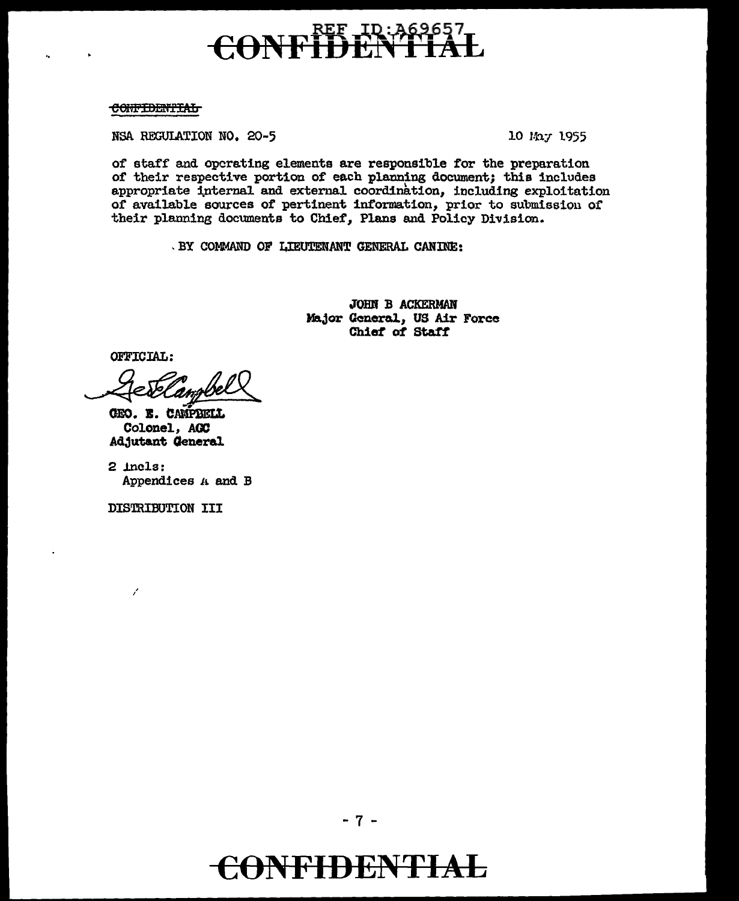CONFIDENTIAL

NSA REGULATION NO. 20-5 10 May 1955

of staff and operating elements are responsible for the preparation of their respective portion of each planning document; this includes appropriate internal and external coordination, including exploitation of available sources of pertinent information, prior to submission of their planning documents to Chief, Plans and Policy Division.

BY COMMAND OF LIEUTENANT GENERAL CANINE:

JOHN B ACKERMAN
Major General, US Air Force
Chief of Staff

OFFICIAL:

GEO. E. CAMPBELL
Colonel, AGC
Adjutant General

2 Incls:
Appendices A and B

DISTRIBUTION III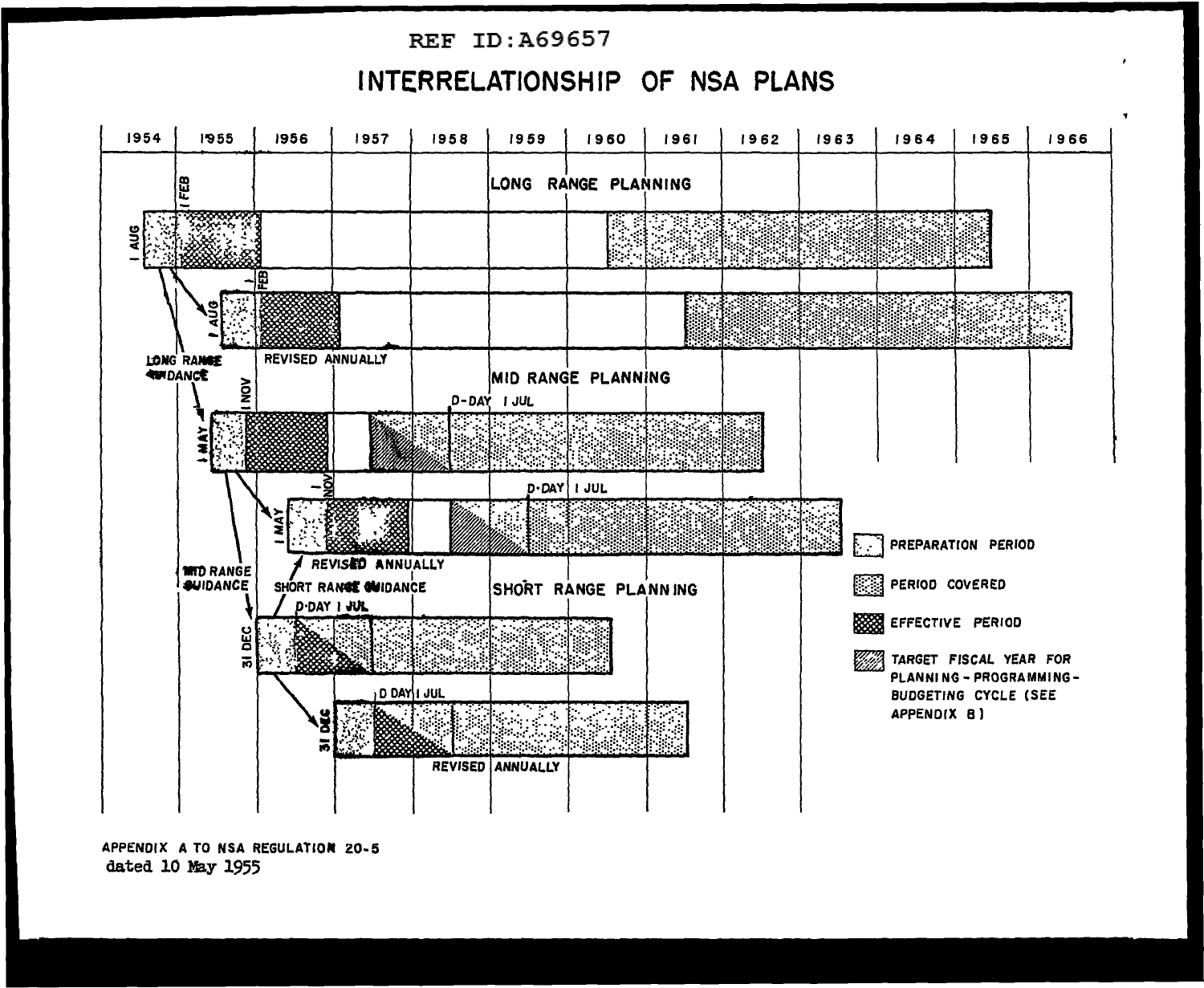REF ID:A69657

# INTERRELATIONSHIP OF NSA PLANS

| 1954 | 1955 | 1956 | 1957 | 1958 | 1959 | 1960 | 1961 | 1962 | 1963 | 1964 | 1965 | 1966 |
|---|---|---|---|---|---|---|---|---|---|---|---|---|

LONG RANGE PLANNING

1 AUG — 1 FEB

1 AUG — 1 FEB

REVISED ANNUALLY

LONG RANGE GUIDANCE

MID RANGE PLANNING

1 MAY — 1 NOV — D-DAY 1 JUL

1 MAY — 1 NOV — D-DAY 1 JUL

REVISED ANNUALLY

MID RANGE GUIDANCE

SHORT RANGE GUIDANCE

SHORT RANGE PLANNING

31 DEC — D-DAY 1 JUL

31 DEC — D DAY 1 JUL

REVISED ANNUALLY

- PREPARATION PERIOD
- PERIOD COVERED
- EFFECTIVE PERIOD
- TARGET FISCAL YEAR FOR PLANNING-PROGRAMMING-BUDGETING CYCLE (SEE APPENDIX B)

APPENDIX A TO NSA REGULATION 20-5
dated 10 May 1955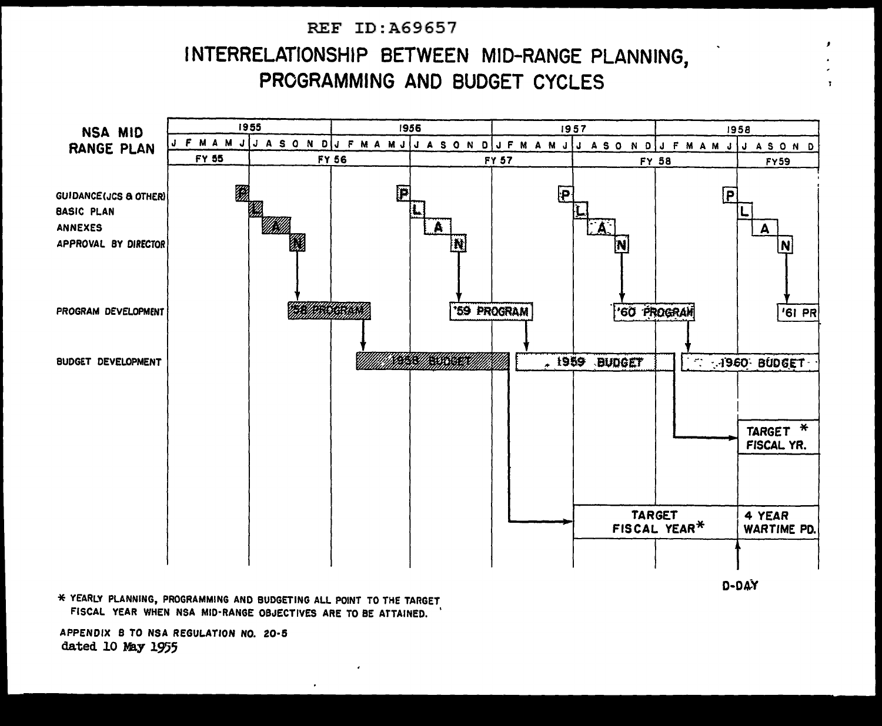REF ID:A69657

# INTERRELATIONSHIP BETWEEN MID-RANGE PLANNING, PROGRAMMING AND BUDGET CYCLES

NSA MID RANGE PLAN

1955 1956 1957 1958

J F M A M J J A S O N D J F M A M J J A S O N D J F M A M J J A S O N D J F M A M J J A S O N D

FY 55 FY 56 FY 57 FY 58 FY59

GUIDANCE (JCS & OTHER)

BASIC PLAN

ANNEXES

APPROVAL BY DIRECTOR

P L A N

P L A N

P L A N

P L A N

PROGRAM DEVELOPMENT

'58 PROGRAM

'59 PROGRAM

'60 PROGRAM

'61 PR

BUDGET DEVELOPMENT

1958 BUDGET

1959 BUDGET

1960 BUDGET

TARGET * FISCAL YR.

TARGET FISCAL YEAR*

4 YEAR WARTIME PD.

D-DAY

\* YEARLY PLANNING, PROGRAMMING AND BUDGETING ALL POINT TO THE TARGET FISCAL YEAR WHEN NSA MID-RANGE OBJECTIVES ARE TO BE ATTAINED.

APPENDIX B TO NSA REGULATION NO. 20-5
dated 10 May 1955